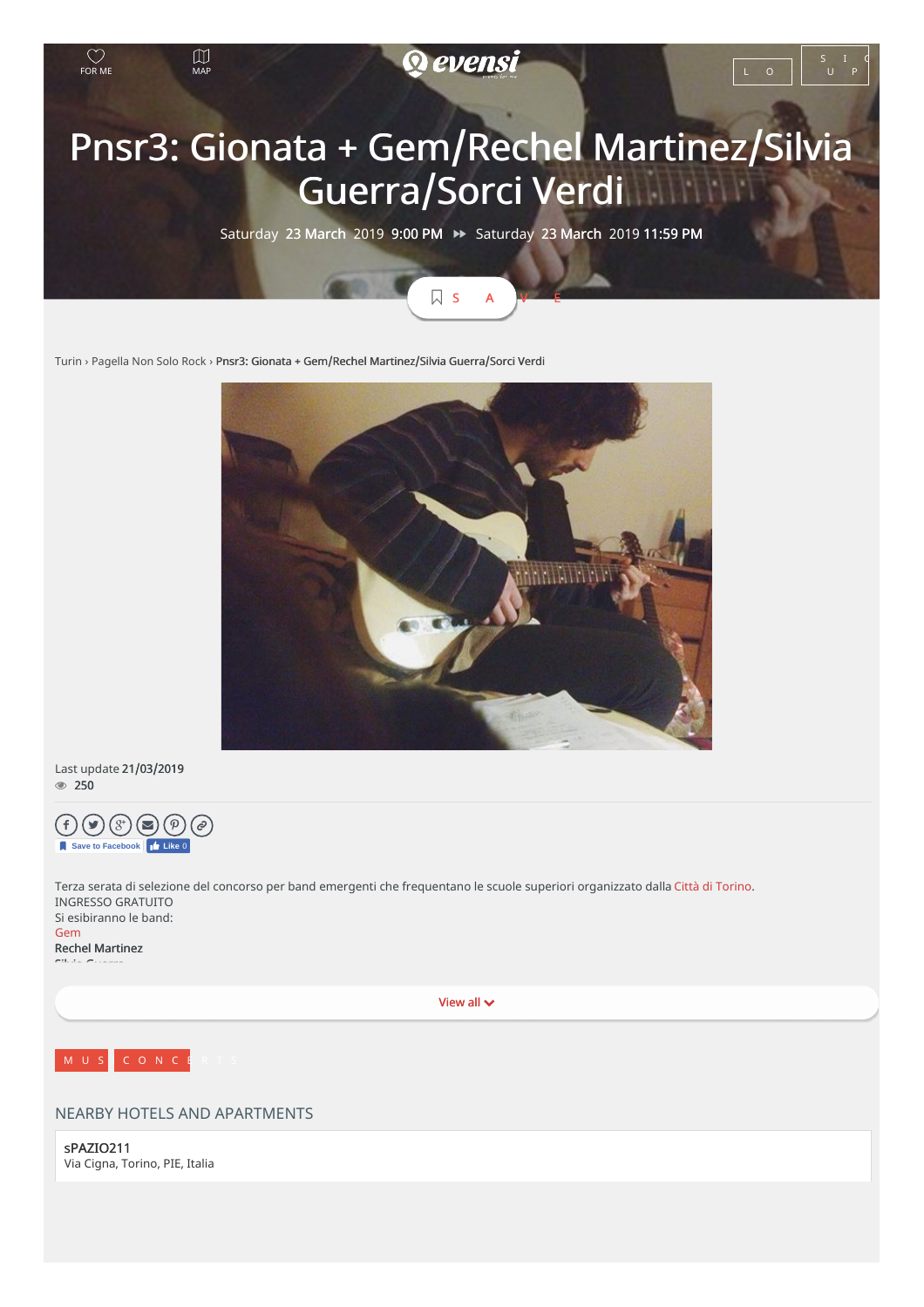FOR ME MAP

# Pnsr3: Gionata + Gem/Rechel Martinez/Silvia Guerra/Sorci Verdi

Saturday 23 March 2019 9:00 PM ▸▸ Saturday 23 March 2019 11:59 PM

SAVE

Turin › Pagella Non Solo Rock › **Pnsr3: Gionata + Gem/Rechel Martinez/Silvia Guerra/Sorci Verdi**

Last update **21/03/2019**

**250**

Save to Facebook Like 0

Terza serata di selezione del concorso per band emergenti che frequentano le scuole superiori organizzato dalla Città di Torino.
INGRESSO GRATUITO
Si esibiranno le band:
Gem
**Rechel Martinez**

View all

MUSIC CONCERTS

## NEARBY HOTELS AND APARTMENTS

sPAZIO211
Via Cigna, Torino, PIE, Italia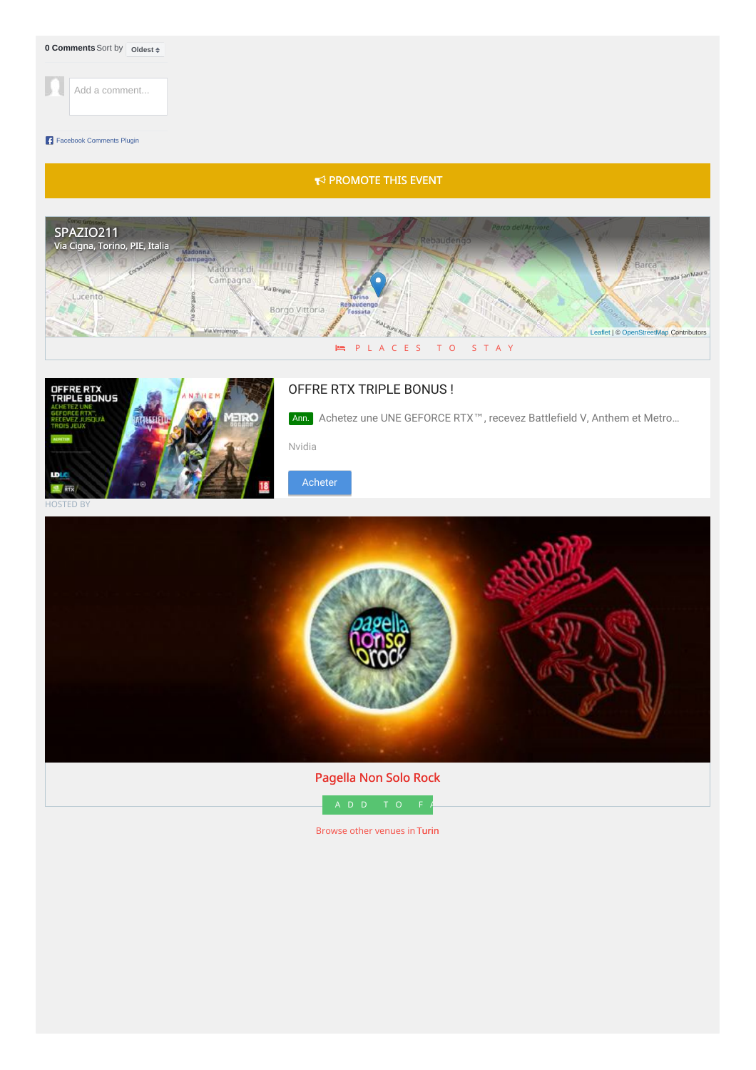0 Comments Sort by Oldest

Add a comment...

Facebook Comments Plugin

PROMOTE THIS EVENT

SPAZIO211
Via Cigna, Torino, PIE, Italia

Leaflet | © OpenStreetMap Contributors

PLACES TO STAY

OFFRE RTX TRIPLE BONUS !

Ann. Achetez une UNE GEFORCE RTX™, recevez Battlefield V, Anthem et Metro...

Nvidia

Acheter

HOSTED BY

Pagella Non Solo Rock

ADD TO FA

Browse other venues in Turin